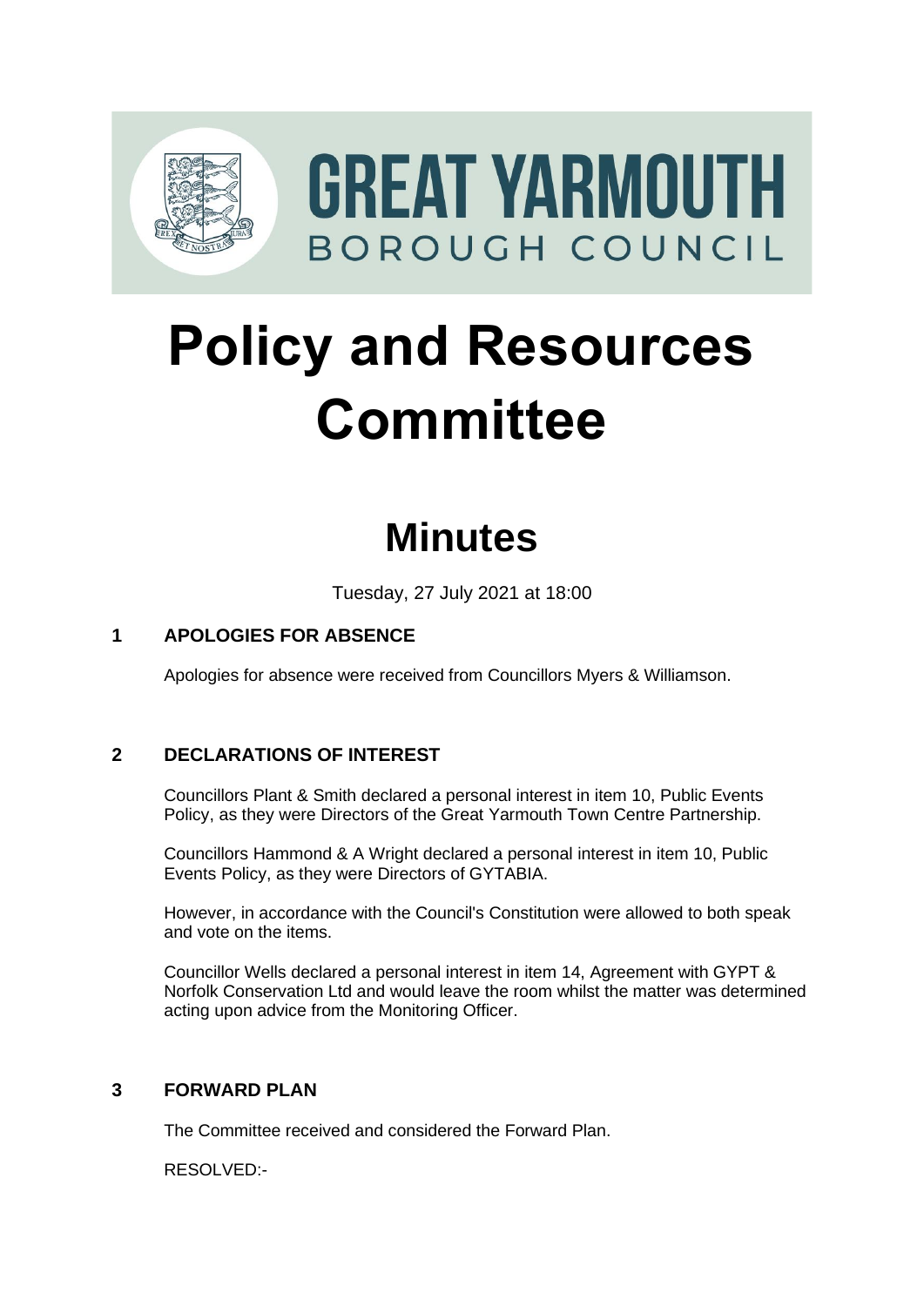GREAT YARMOUTH
BOROUGH COUNCIL

# Policy and Resources Committee

# Minutes

Tuesday, 27 July 2021 at 18:00

## 1 APOLOGIES FOR ABSENCE

Apologies for absence were received from Councillors Myers & Williamson.

## 2 DECLARATIONS OF INTEREST

Councillors Plant & Smith declared a personal interest in item 10, Public Events Policy, as they were Directors of the Great Yarmouth Town Centre Partnership.

Councillors Hammond & A Wright declared a personal interest in item 10, Public Events Policy, as they were Directors of GYTABIA.

However, in accordance with the Council's Constitution were allowed to both speak and vote on the items.

Councillor Wells declared a personal interest in item 14, Agreement with GYPT & Norfolk Conservation Ltd and would leave the room whilst the matter was determined acting upon advice from the Monitoring Officer.

## 3 FORWARD PLAN

The Committee received and considered the Forward Plan.

RESOLVED:-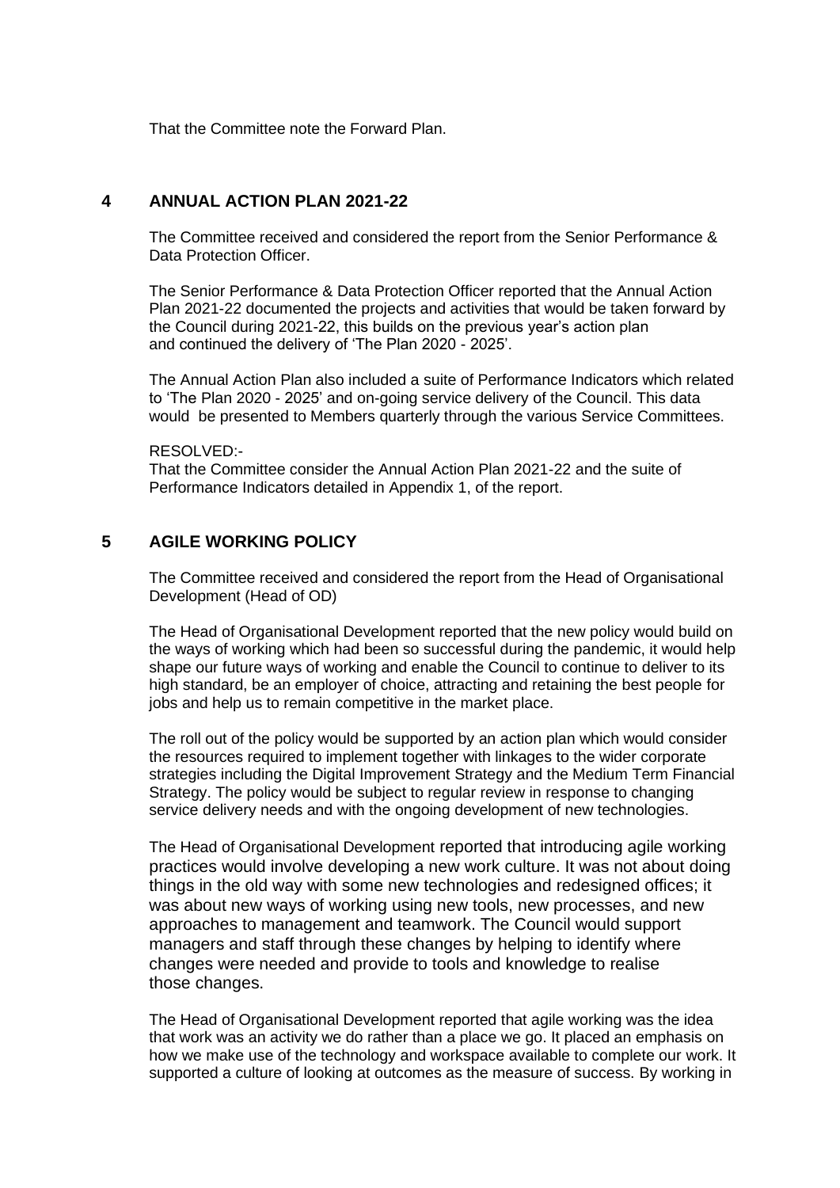That the Committee note the Forward Plan.

## 4 ANNUAL ACTION PLAN 2021-22

The Committee received and considered the report from the Senior Performance & Data Protection Officer.

The Senior Performance & Data Protection Officer reported that the Annual Action Plan 2021-22 documented the projects and activities that would be taken forward by the Council during 2021-22, this builds on the previous year's action plan and continued the delivery of 'The Plan 2020 - 2025'.

The Annual Action Plan also included a suite of Performance Indicators which related to 'The Plan 2020 - 2025' and on-going service delivery of the Council. This data would be presented to Members quarterly through the various Service Committees.

RESOLVED:-
That the Committee consider the Annual Action Plan 2021-22 and the suite of Performance Indicators detailed in Appendix 1, of the report.

## 5 AGILE WORKING POLICY

The Committee received and considered the report from the Head of Organisational Development (Head of OD)

The Head of Organisational Development reported that the new policy would build on the ways of working which had been so successful during the pandemic, it would help shape our future ways of working and enable the Council to continue to deliver to its high standard, be an employer of choice, attracting and retaining the best people for jobs and help us to remain competitive in the market place.

The roll out of the policy would be supported by an action plan which would consider the resources required to implement together with linkages to the wider corporate strategies including the Digital Improvement Strategy and the Medium Term Financial Strategy. The policy would be subject to regular review in response to changing service delivery needs and with the ongoing development of new technologies.

The Head of Organisational Development reported that introducing agile working practices would involve developing a new work culture. It was not about doing things in the old way with some new technologies and redesigned offices; it was about new ways of working using new tools, new processes, and new approaches to management and teamwork. The Council would support managers and staff through these changes by helping to identify where changes were needed and provide to tools and knowledge to realise those changes.

The Head of Organisational Development reported that agile working was the idea that work was an activity we do rather than a place we go. It placed an emphasis on how we make use of the technology and workspace available to complete our work. It supported a culture of looking at outcomes as the measure of success. By working in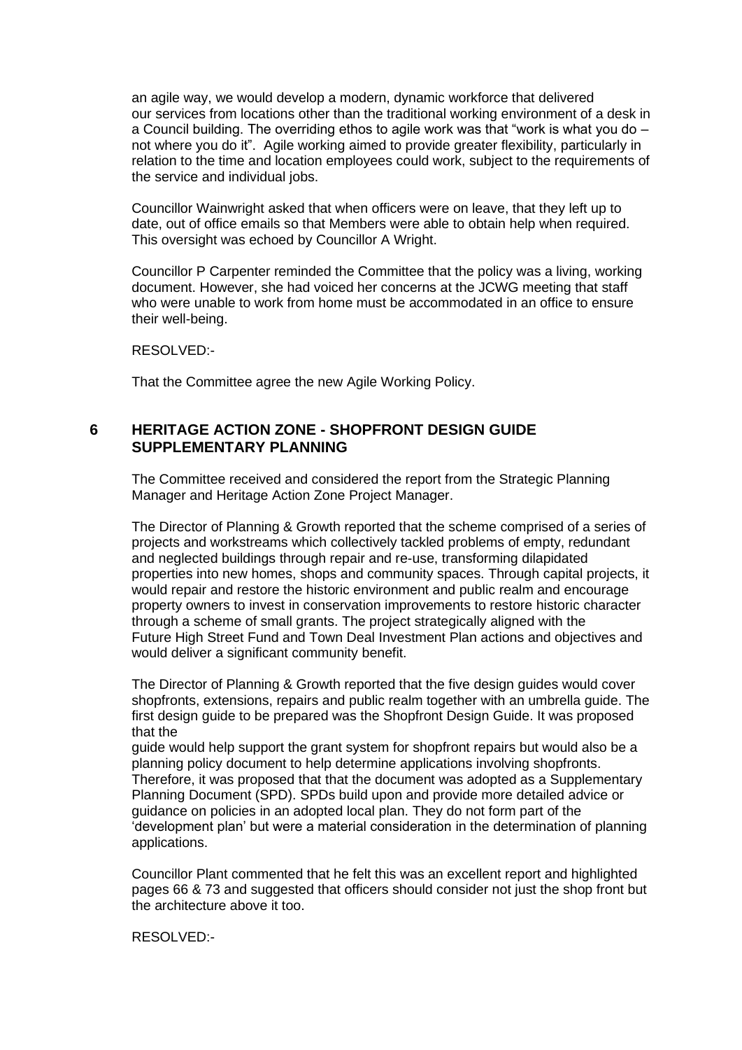an agile way, we would develop a modern, dynamic workforce that delivered our services from locations other than the traditional working environment of a desk in a Council building. The overriding ethos to agile work was that "work is what you do – not where you do it". Agile working aimed to provide greater flexibility, particularly in relation to the time and location employees could work, subject to the requirements of the service and individual jobs.

Councillor Wainwright asked that when officers were on leave, that they left up to date, out of office emails so that Members were able to obtain help when required. This oversight was echoed by Councillor A Wright.

Councillor P Carpenter reminded the Committee that the policy was a living, working document. However, she had voiced her concerns at the JCWG meeting that staff who were unable to work from home must be accommodated in an office to ensure their well-being.

RESOLVED:-

That the Committee agree the new Agile Working Policy.

## 6 HERITAGE ACTION ZONE - SHOPFRONT DESIGN GUIDE SUPPLEMENTARY PLANNING

The Committee received and considered the report from the Strategic Planning Manager and Heritage Action Zone Project Manager.

The Director of Planning & Growth reported that the scheme comprised of a series of projects and workstreams which collectively tackled problems of empty, redundant and neglected buildings through repair and re-use, transforming dilapidated properties into new homes, shops and community spaces. Through capital projects, it would repair and restore the historic environment and public realm and encourage property owners to invest in conservation improvements to restore historic character through a scheme of small grants. The project strategically aligned with the Future High Street Fund and Town Deal Investment Plan actions and objectives and would deliver a significant community benefit.

The Director of Planning & Growth reported that the five design guides would cover shopfronts, extensions, repairs and public realm together with an umbrella guide. The first design guide to be prepared was the Shopfront Design Guide. It was proposed that the
guide would help support the grant system for shopfront repairs but would also be a planning policy document to help determine applications involving shopfronts. Therefore, it was proposed that that the document was adopted as a Supplementary Planning Document (SPD). SPDs build upon and provide more detailed advice or guidance on policies in an adopted local plan. They do not form part of the 'development plan' but were a material consideration in the determination of planning applications.

Councillor Plant commented that he felt this was an excellent report and highlighted pages 66 & 73 and suggested that officers should consider not just the shop front but the architecture above it too.

RESOLVED:-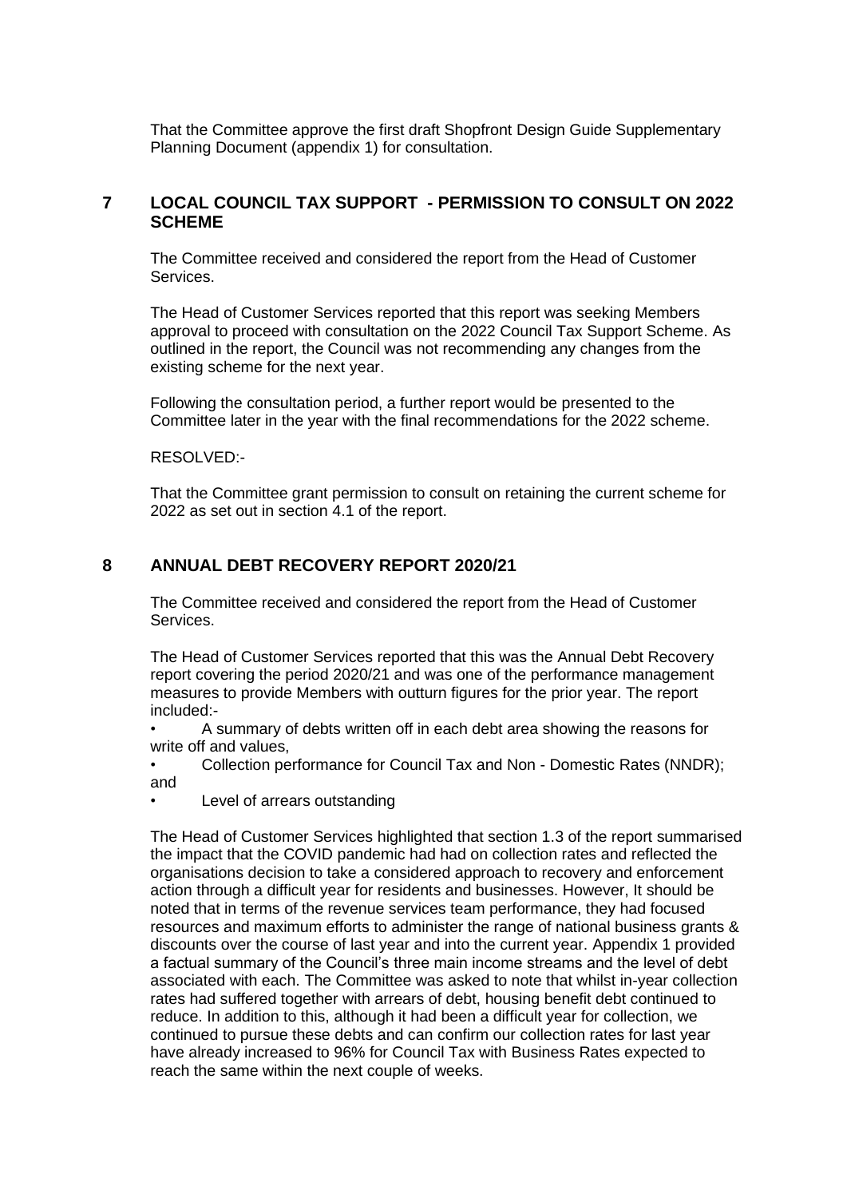That the Committee approve the first draft Shopfront Design Guide Supplementary Planning Document (appendix 1) for consultation.

## 7 LOCAL COUNCIL TAX SUPPORT - PERMISSION TO CONSULT ON 2022 SCHEME

The Committee received and considered the report from the Head of Customer Services.

The Head of Customer Services reported that this report was seeking Members approval to proceed with consultation on the 2022 Council Tax Support Scheme. As outlined in the report, the Council was not recommending any changes from the existing scheme for the next year.

Following the consultation period, a further report would be presented to the Committee later in the year with the final recommendations for the 2022 scheme.

RESOLVED:-

That the Committee grant permission to consult on retaining the current scheme for 2022 as set out in section 4.1 of the report.

## 8 ANNUAL DEBT RECOVERY REPORT 2020/21

The Committee received and considered the report from the Head of Customer Services.

The Head of Customer Services reported that this was the Annual Debt Recovery report covering the period 2020/21 and was one of the performance management measures to provide Members with outturn figures for the prior year. The report included:-

- A summary of debts written off in each debt area showing the reasons for write off and values,
- Collection performance for Council Tax and Non - Domestic Rates (NNDR); and
- Level of arrears outstanding

The Head of Customer Services highlighted that section 1.3 of the report summarised the impact that the COVID pandemic had had on collection rates and reflected the organisations decision to take a considered approach to recovery and enforcement action through a difficult year for residents and businesses. However, It should be noted that in terms of the revenue services team performance, they had focused resources and maximum efforts to administer the range of national business grants & discounts over the course of last year and into the current year. Appendix 1 provided a factual summary of the Council's three main income streams and the level of debt associated with each. The Committee was asked to note that whilst in-year collection rates had suffered together with arrears of debt, housing benefit debt continued to reduce. In addition to this, although it had been a difficult year for collection, we continued to pursue these debts and can confirm our collection rates for last year have already increased to 96% for Council Tax with Business Rates expected to reach the same within the next couple of weeks.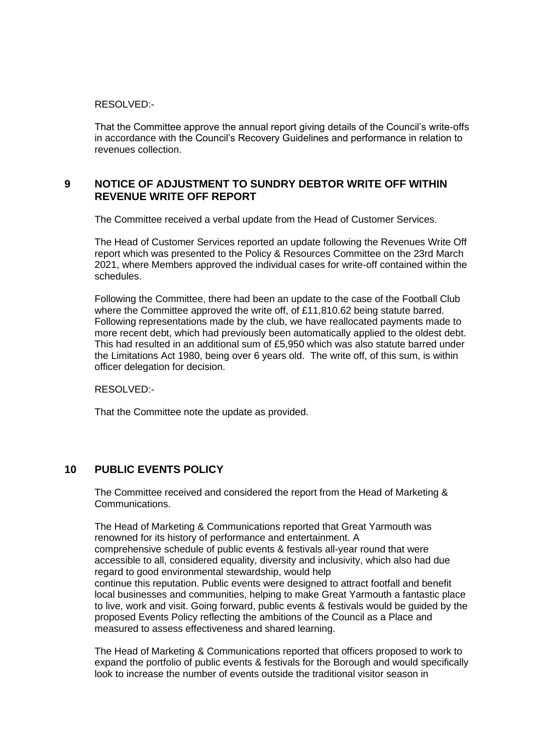RESOLVED:-

That the Committee approve the annual report giving details of the Council's write-offs in accordance with the Council's Recovery Guidelines and performance in relation to revenues collection.

## 9 NOTICE OF ADJUSTMENT TO SUNDRY DEBTOR WRITE OFF WITHIN REVENUE WRITE OFF REPORT

The Committee received a verbal update from the Head of Customer Services.

The Head of Customer Services reported an update following the Revenues Write Off report which was presented to the Policy & Resources Committee on the 23rd March 2021, where Members approved the individual cases for write-off contained within the schedules.

Following the Committee, there had been an update to the case of the Football Club where the Committee approved the write off, of £11,810.62 being statute barred. Following representations made by the club, we have reallocated payments made to more recent debt, which had previously been automatically applied to the oldest debt. This had resulted in an additional sum of £5,950 which was also statute barred under the Limitations Act 1980, being over 6 years old. The write off, of this sum, is within officer delegation for decision.

RESOLVED:-

That the Committee note the update as provided.

## 10 PUBLIC EVENTS POLICY

The Committee received and considered the report from the Head of Marketing & Communications.

The Head of Marketing & Communications reported that Great Yarmouth was renowned for its history of performance and entertainment. A comprehensive schedule of public events & festivals all-year round that were accessible to all, considered equality, diversity and inclusivity, which also had due regard to good environmental stewardship, would help continue this reputation. Public events were designed to attract footfall and benefit local businesses and communities, helping to make Great Yarmouth a fantastic place to live, work and visit. Going forward, public events & festivals would be guided by the proposed Events Policy reflecting the ambitions of the Council as a Place and measured to assess effectiveness and shared learning.

The Head of Marketing & Communications reported that officers proposed to work to expand the portfolio of public events & festivals for the Borough and would specifically look to increase the number of events outside the traditional visitor season in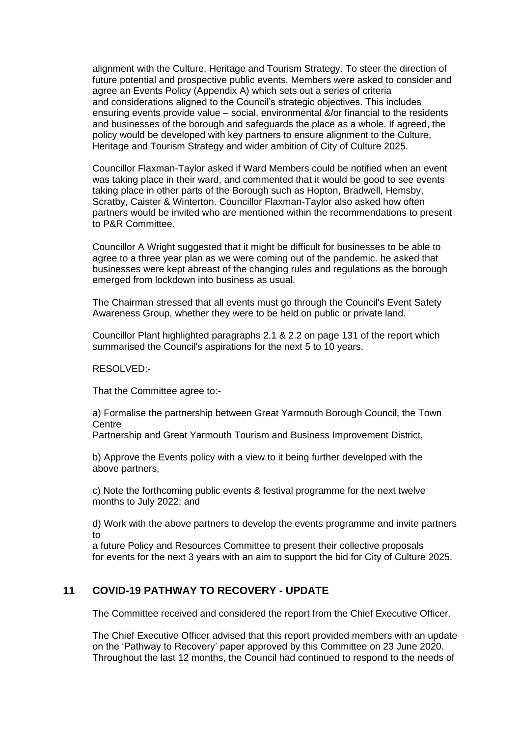alignment with the Culture, Heritage and Tourism Strategy. To steer the direction of future potential and prospective public events, Members were asked to consider and agree an Events Policy (Appendix A) which sets out a series of criteria and considerations aligned to the Council's strategic objectives. This includes ensuring events provide value – social, environmental &/or financial to the residents and businesses of the borough and safeguards the place as a whole. If agreed, the policy would be developed with key partners to ensure alignment to the Culture, Heritage and Tourism Strategy and wider ambition of City of Culture 2025.

Councillor Flaxman-Taylor asked if Ward Members could be notified when an event was taking place in their ward, and commented that it would be good to see events taking place in other parts of the Borough such as Hopton, Bradwell, Hemsby, Scratby, Caister & Winterton. Councillor Flaxman-Taylor also asked how often partners would be invited who are mentioned within the recommendations to present to P&R Committee.

Councillor A Wright suggested that it might be difficult for businesses to be able to agree to a three year plan as we were coming out of the pandemic. he asked that businesses were kept abreast of the changing rules and regulations as the borough emerged from lockdown into business as usual.

The Chairman stressed that all events must go through the Council's Event Safety Awareness Group, whether they were to be held on public or private land.

Councillor Plant highlighted paragraphs 2.1 & 2.2 on page 131 of the report which summarised the Council's aspirations for the next 5 to 10 years.

RESOLVED:-

That the Committee agree to:-

a) Formalise the partnership between Great Yarmouth Borough Council, the Town Centre
Partnership and Great Yarmouth Tourism and Business Improvement District,

b) Approve the Events policy with a view to it being further developed with the above partners,

c) Note the forthcoming public events & festival programme for the next twelve months to July 2022; and

d) Work with the above partners to develop the events programme and invite partners to
a future Policy and Resources Committee to present their collective proposals for events for the next 3 years with an aim to support the bid for City of Culture 2025.

## 11 COVID-19 PATHWAY TO RECOVERY - UPDATE

The Committee received and considered the report from the Chief Executive Officer.

The Chief Executive Officer advised that this report provided members with an update on the 'Pathway to Recovery' paper approved by this Committee on 23 June 2020. Throughout the last 12 months, the Council had continued to respond to the needs of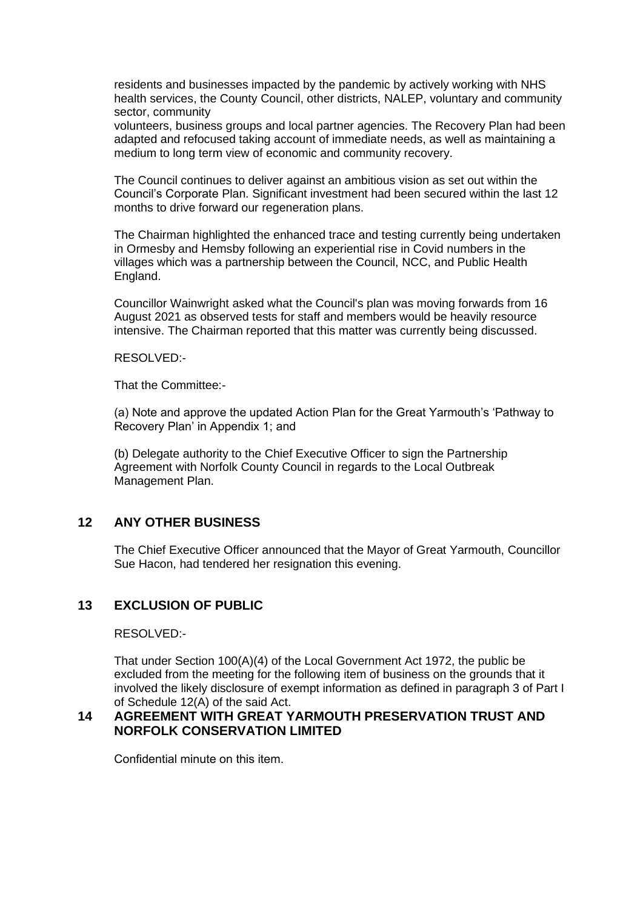residents and businesses impacted by the pandemic by actively working with NHS health services, the County Council, other districts, NALEP, voluntary and community sector, community
volunteers, business groups and local partner agencies. The Recovery Plan had been adapted and refocused taking account of immediate needs, as well as maintaining a medium to long term view of economic and community recovery.

The Council continues to deliver against an ambitious vision as set out within the Council's Corporate Plan. Significant investment had been secured within the last 12 months to drive forward our regeneration plans.

The Chairman highlighted the enhanced trace and testing currently being undertaken in Ormesby and Hemsby following an experiential rise in Covid numbers in the villages which was a partnership between the Council, NCC, and Public Health England.

Councillor Wainwright asked what the Council's plan was moving forwards from 16 August 2021 as observed tests for staff and members would be heavily resource intensive. The Chairman reported that this matter was currently being discussed.

RESOLVED:-

That the Committee:-

(a) Note and approve the updated Action Plan for the Great Yarmouth's 'Pathway to Recovery Plan' in Appendix 1; and

(b) Delegate authority to the Chief Executive Officer to sign the Partnership Agreement with Norfolk County Council in regards to the Local Outbreak Management Plan.

## 12 ANY OTHER BUSINESS

The Chief Executive Officer announced that the Mayor of Great Yarmouth, Councillor Sue Hacon, had tendered her resignation this evening.

## 13 EXCLUSION OF PUBLIC

RESOLVED:-

That under Section 100(A)(4) of the Local Government Act 1972, the public be excluded from the meeting for the following item of business on the grounds that it involved the likely disclosure of exempt information as defined in paragraph 3 of Part I of Schedule 12(A) of the said Act.

## 14 AGREEMENT WITH GREAT YARMOUTH PRESERVATION TRUST AND NORFOLK CONSERVATION LIMITED

Confidential minute on this item.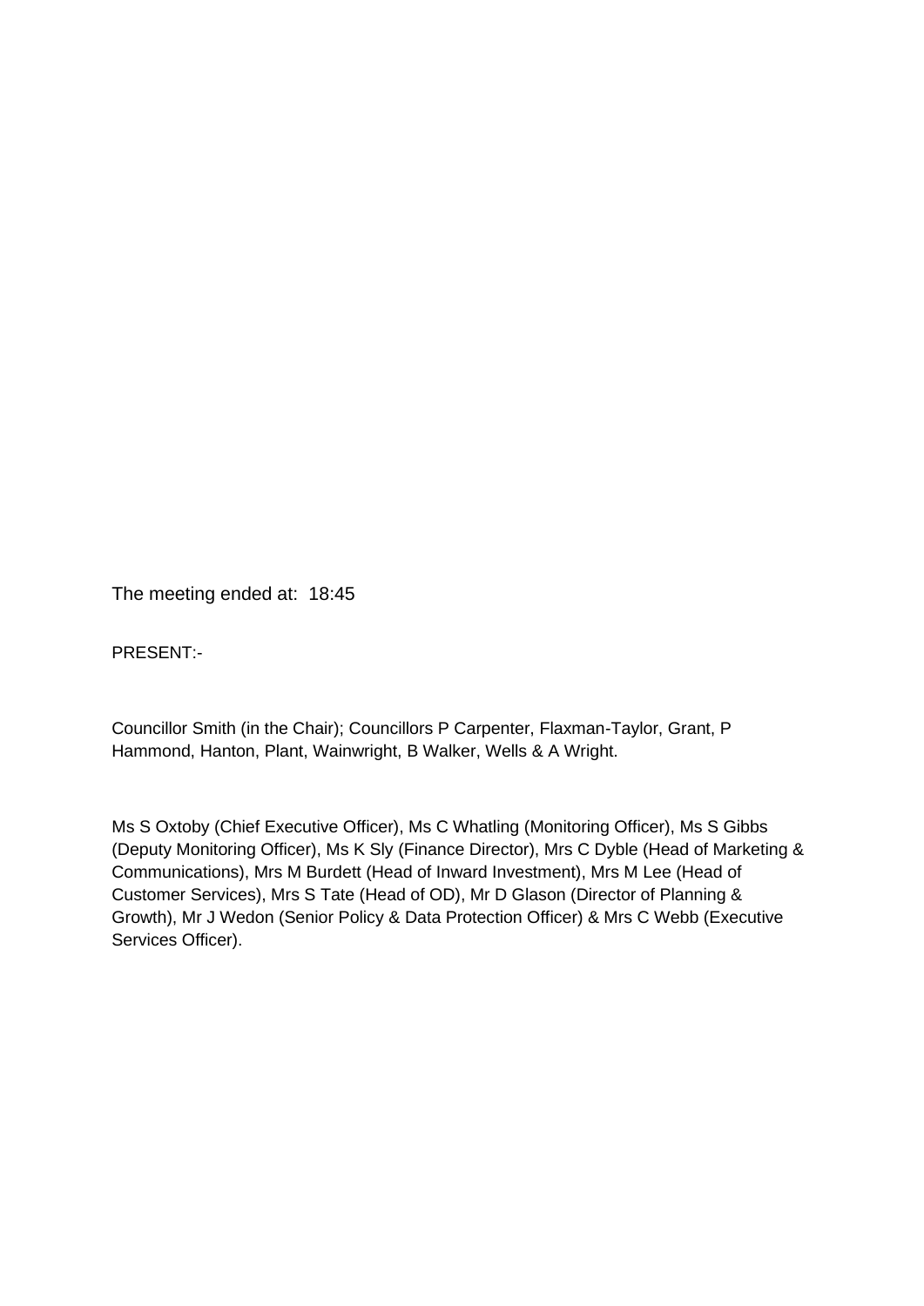The meeting ended at: 18:45

PRESENT:-

Councillor Smith (in the Chair); Councillors P Carpenter, Flaxman-Taylor, Grant, P Hammond, Hanton, Plant, Wainwright, B Walker, Wells & A Wright.

Ms S Oxtoby (Chief Executive Officer), Ms C Whatling (Monitoring Officer), Ms S Gibbs (Deputy Monitoring Officer), Ms K Sly (Finance Director), Mrs C Dyble (Head of Marketing & Communications), Mrs M Burdett (Head of Inward Investment), Mrs M Lee (Head of Customer Services), Mrs S Tate (Head of OD), Mr D Glason (Director of Planning & Growth), Mr J Wedon (Senior Policy & Data Protection Officer) & Mrs C Webb (Executive Services Officer).